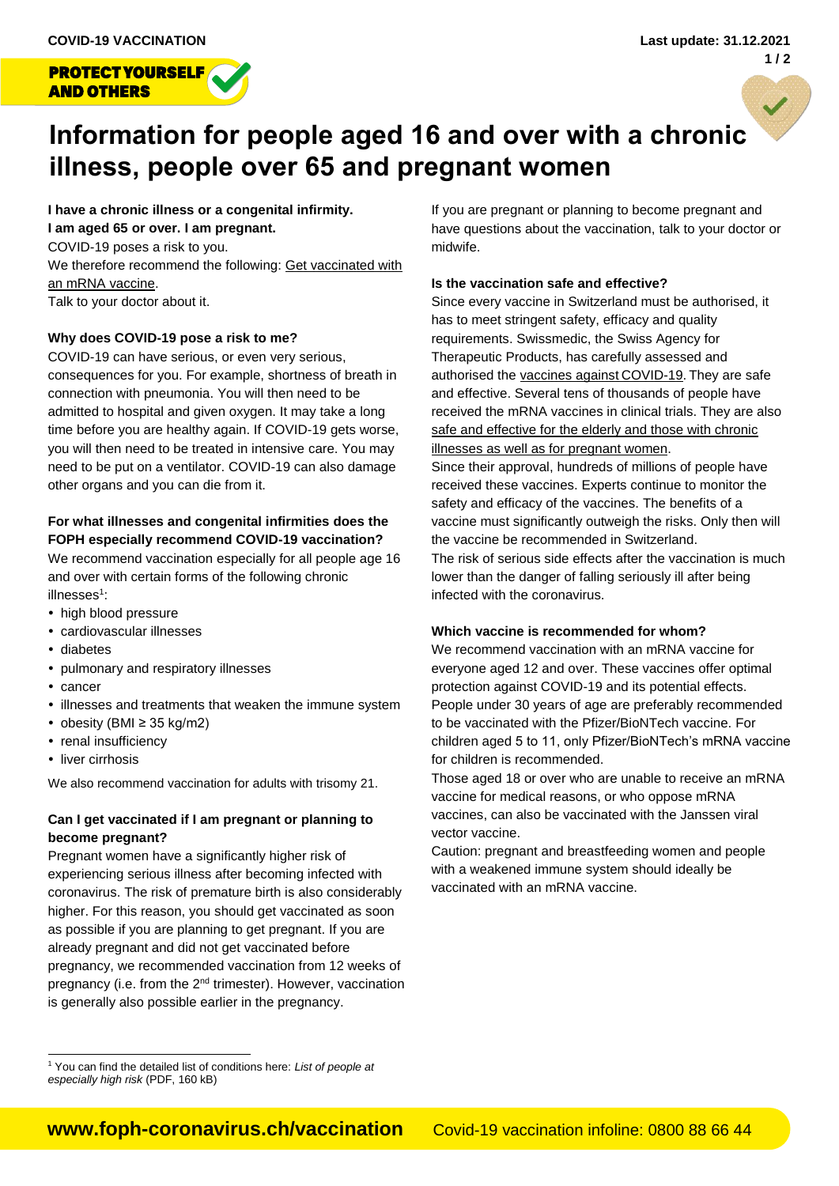COVID-19 VACCINATION

Last update: 31.12.2021

**PROTECT YOURSELF AND OTHERS**

# Information for people aged 16 and over with a chronic illness, people over 65 and pregnant women

**I have a chronic illness or a congenital infirmity.**
**I am aged 65 or over. I am pregnant.**
COVID-19 poses a risk to you.
We therefore recommend the following: Get vaccinated with an mRNA vaccine.
Talk to your doctor about it.

### Why does COVID-19 pose a risk to me?

COVID-19 can have serious, or even very serious, consequences for you. For example, shortness of breath in connection with pneumonia. You will then need to be admitted to hospital and given oxygen. It may take a long time before you are healthy again. If COVID-19 gets worse, you will then need to be treated in intensive care. You may need to be put on a ventilator. COVID-19 can also damage other organs and you can die from it.

### For what illnesses and congenital infirmities does the FOPH especially recommend COVID-19 vaccination?

We recommend vaccination especially for all people age 16 and over with certain forms of the following chronic illnesses[1]:

- high blood pressure
- cardiovascular illnesses
- diabetes
- pulmonary and respiratory illnesses
- cancer
- illnesses and treatments that weaken the immune system
- obesity (BMI ≥ 35 kg/m2)
- renal insufficiency
- liver cirrhosis

We also recommend vaccination for adults with trisomy 21.

### Can I get vaccinated if I am pregnant or planning to become pregnant?

Pregnant women have a significantly higher risk of experiencing serious illness after becoming infected with coronavirus. The risk of premature birth is also considerably higher. For this reason, you should get vaccinated as soon as possible if you are planning to get pregnant. If you are already pregnant and did not get vaccinated before pregnancy, we recommended vaccination from 12 weeks of pregnancy (i.e. from the 2nd trimester). However, vaccination is generally also possible earlier in the pregnancy.

If you are pregnant or planning to become pregnant and have questions about the vaccination, talk to your doctor or midwife.

### Is the vaccination safe and effective?

Since every vaccine in Switzerland must be authorised, it has to meet stringent safety, efficacy and quality requirements. Swissmedic, the Swiss Agency for Therapeutic Products, has carefully assessed and authorised the vaccines against COVID-19. They are safe and effective. Several tens of thousands of people have received the mRNA vaccines in clinical trials. They are also safe and effective for the elderly and those with chronic illnesses as well as for pregnant women.
Since their approval, hundreds of millions of people have received these vaccines. Experts continue to monitor the safety and efficacy of the vaccines. The benefits of a vaccine must significantly outweigh the risks. Only then will the vaccine be recommended in Switzerland.
The risk of serious side effects after the vaccination is much lower than the danger of falling seriously ill after being infected with the coronavirus.

### Which vaccine is recommended for whom?

We recommend vaccination with an mRNA vaccine for everyone aged 12 and over. These vaccines offer optimal protection against COVID-19 and its potential effects. People under 30 years of age are preferably recommended to be vaccinated with the Pfizer/BioNTech vaccine. For children aged 5 to 11, only Pfizer/BioNTech's mRNA vaccine for children is recommended.
Those aged 18 or over who are unable to receive an mRNA vaccine for medical reasons, or who oppose mRNA vaccines, can also be vaccinated with the Janssen viral vector vaccine.
Caution: pregnant and breastfeeding women and people with a weakened immune system should ideally be vaccinated with an mRNA vaccine.

[1] You can find the detailed list of conditions here: *List of people at especially high risk* (PDF, 160 kB)

**www.foph-coronavirus.ch/vaccination** Covid-19 vaccination infoline: 0800 88 66 44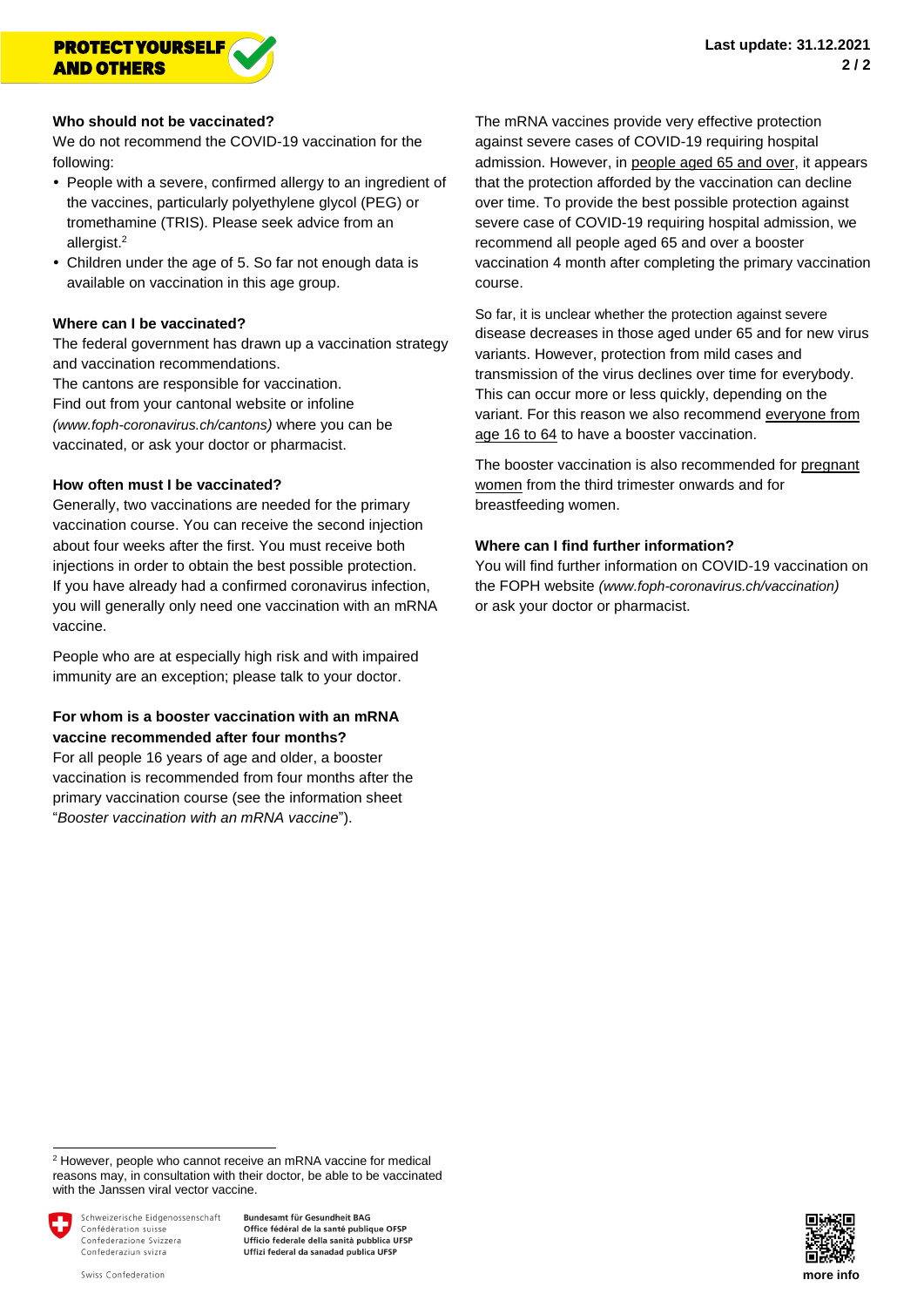### Who should not be vaccinated?

We do not recommend the COVID-19 vaccination for the following:

- People with a severe, confirmed allergy to an ingredient of the vaccines, particularly polyethylene glycol (PEG) or tromethamine (TRIS). Please seek advice from an allergist.[2]
- Children under the age of 5. So far not enough data is available on vaccination in this age group.

### Where can I be vaccinated?

The federal government has drawn up a vaccination strategy and vaccination recommendations.
The cantons are responsible for vaccination.
Find out from your cantonal website or infoline *(www.foph-coronavirus.ch/cantons)* where you can be vaccinated, or ask your doctor or pharmacist.

### How often must I be vaccinated?

Generally, two vaccinations are needed for the primary vaccination course. You can receive the second injection about four weeks after the first. You must receive both injections in order to obtain the best possible protection.
If you have already had a confirmed coronavirus infection, you will generally only need one vaccination with an mRNA vaccine.

People who are at especially high risk and with impaired immunity are an exception; please talk to your doctor.

### For whom is a booster vaccination with an mRNA vaccine recommended after four months?

For all people 16 years of age and older, a booster vaccination is recommended from four months after the primary vaccination course (see the information sheet "*Booster vaccination with an mRNA vaccine*").

The mRNA vaccines provide very effective protection against severe cases of COVID-19 requiring hospital admission. However, in people aged 65 and over, it appears that the protection afforded by the vaccination can decline over time. To provide the best possible protection against severe case of COVID-19 requiring hospital admission, we recommend all people aged 65 and over a booster vaccination 4 month after completing the primary vaccination course.

So far, it is unclear whether the protection against severe disease decreases in those aged under 65 and for new virus variants. However, protection from mild cases and transmission of the virus declines over time for everybody. This can occur more or less quickly, depending on the variant. For this reason we also recommend everyone from age 16 to 64 to have a booster vaccination.

The booster vaccination is also recommended for pregnant women from the third trimester onwards and for breastfeeding women.

### Where can I find further information?

You will find further information on COVID-19 vaccination on the FOPH website *(www.foph-coronavirus.ch/vaccination)* or ask your doctor or pharmacist.

---

[2] However, people who cannot receive an mRNA vaccine for medical reasons may, in consultation with their doctor, be able to be vaccinated with the Janssen viral vector vaccine.